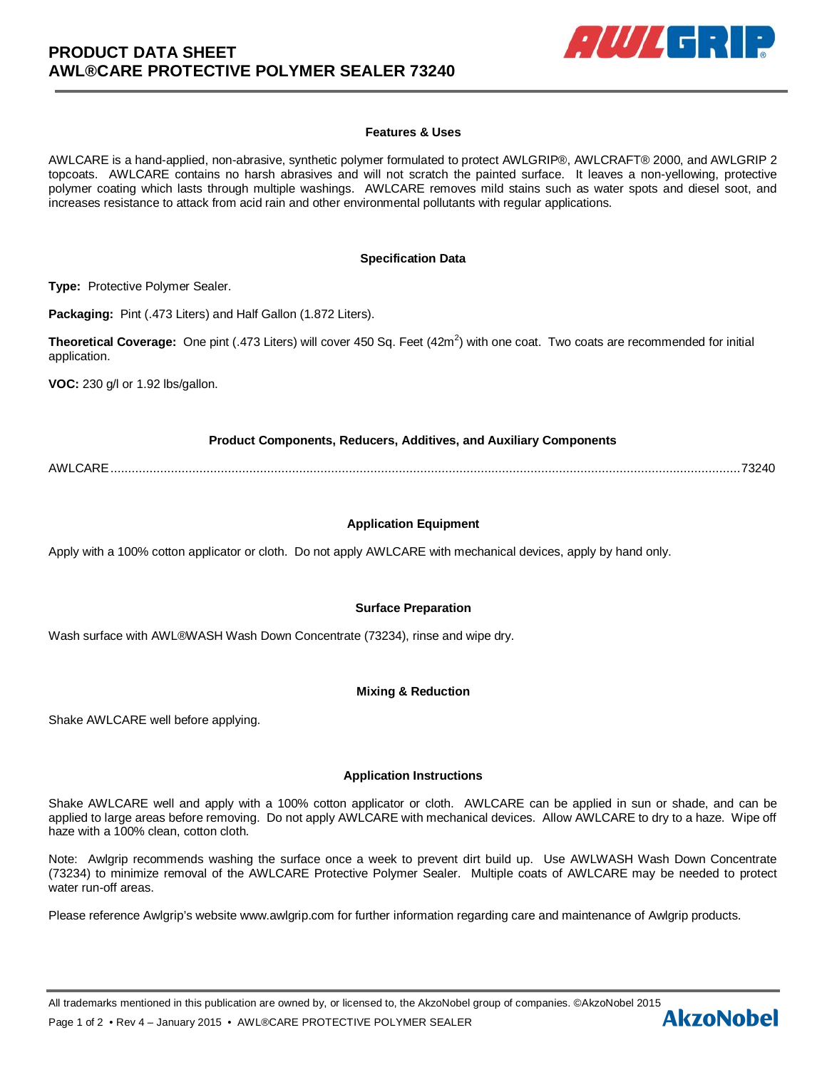# PRODUCT DATA SHEET
# AWL®CARE PROTECTIVE POLYMER SEALER 73240

### Features & Uses

AWLCARE is a hand-applied, non-abrasive, synthetic polymer formulated to protect AWLGRIP®, AWLCRAFT® 2000, and AWLGRIP 2 topcoats. AWLCARE contains no harsh abrasives and will not scratch the painted surface. It leaves a non-yellowing, protective polymer coating which lasts through multiple washings. AWLCARE removes mild stains such as water spots and diesel soot, and increases resistance to attack from acid rain and other environmental pollutants with regular applications.

### Specification Data

**Type:** Protective Polymer Sealer.

**Packaging:** Pint (.473 Liters) and Half Gallon (1.872 Liters).

**Theoretical Coverage:** One pint (.473 Liters) will cover 450 Sq. Feet (42m$^2$) with one coat. Two coats are recommended for initial application.

**VOC:** 230 g/l or 1.92 lbs/gallon.

### Product Components, Reducers, Additives, and Auxiliary Components

AWLCARE........................................................................................................73240

### Application Equipment

Apply with a 100% cotton applicator or cloth. Do not apply AWLCARE with mechanical devices, apply by hand only.

### Surface Preparation

Wash surface with AWL®WASH Wash Down Concentrate (73234), rinse and wipe dry.

### Mixing & Reduction

Shake AWLCARE well before applying.

### Application Instructions

Shake AWLCARE well and apply with a 100% cotton applicator or cloth. AWLCARE can be applied in sun or shade, and can be applied to large areas before removing. Do not apply AWLCARE with mechanical devices. Allow AWLCARE to dry to a haze. Wipe off haze with a 100% clean, cotton cloth.

Note: Awlgrip recommends washing the surface once a week to prevent dirt build up. Use AWLWASH Wash Down Concentrate (73234) to minimize removal of the AWLCARE Protective Polymer Sealer. Multiple coats of AWLCARE may be needed to protect water run-off areas.

Please reference Awlgrip's website www.awlgrip.com for further information regarding care and maintenance of Awlgrip products.

All trademarks mentioned in this publication are owned by, or licensed to, the AkzoNobel group of companies. ©AkzoNobel 2015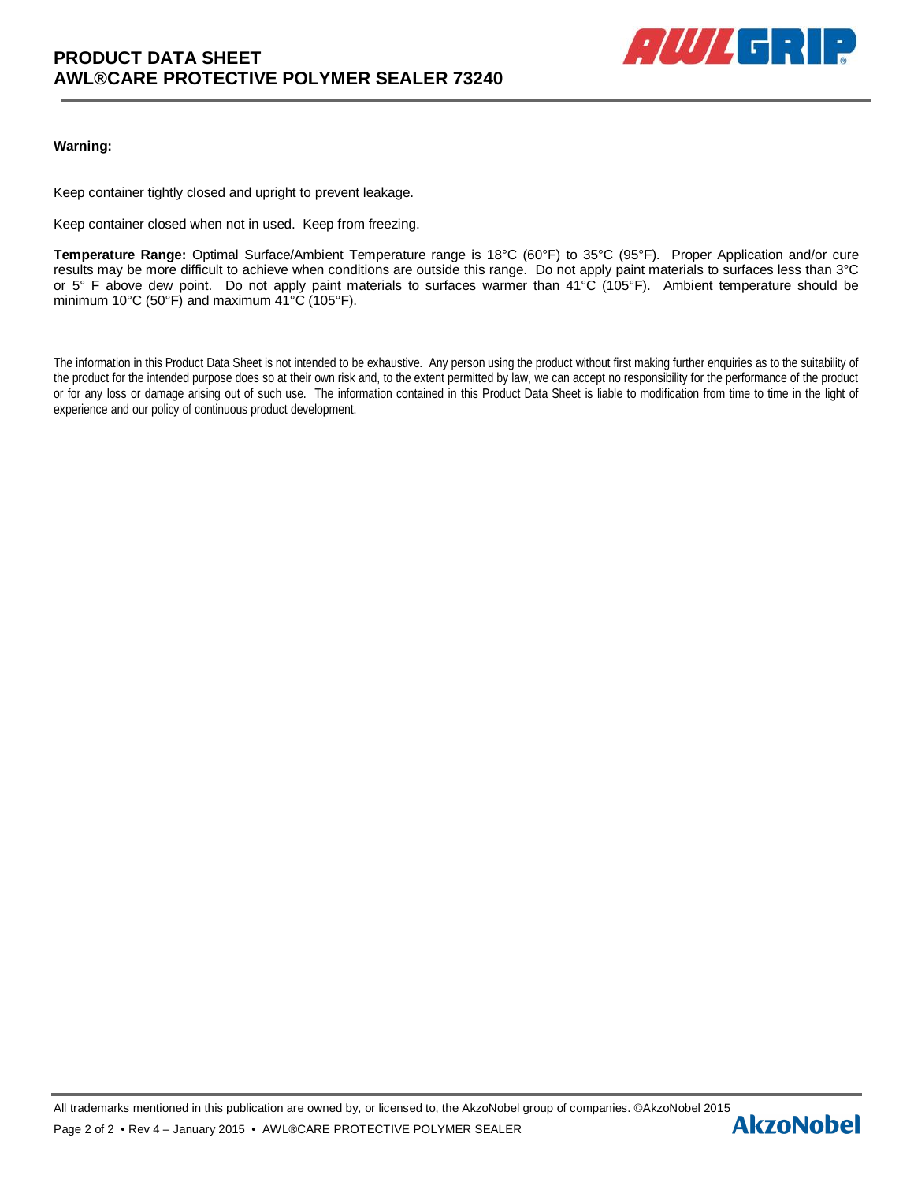**Warning:**

Keep container tightly closed and upright to prevent leakage.

Keep container closed when not in used. Keep from freezing.

**Temperature Range:** Optimal Surface/Ambient Temperature range is 18°C (60°F) to 35°C (95°F). Proper Application and/or cure results may be more difficult to achieve when conditions are outside this range. Do not apply paint materials to surfaces less than 3°C or 5° F above dew point. Do not apply paint materials to surfaces warmer than 41°C (105°F). Ambient temperature should be minimum 10°C (50°F) and maximum 41°C (105°F).

The information in this Product Data Sheet is not intended to be exhaustive. Any person using the product without first making further enquiries as to the suitability of the product for the intended purpose does so at their own risk and, to the extent permitted by law, we can accept no responsibility for the performance of the product or for any loss or damage arising out of such use. The information contained in this Product Data Sheet is liable to modification from time to time in the light of experience and our policy of continuous product development.

All trademarks mentioned in this publication are owned by, or licensed to, the AkzoNobel group of companies. ©AkzoNobel 2015